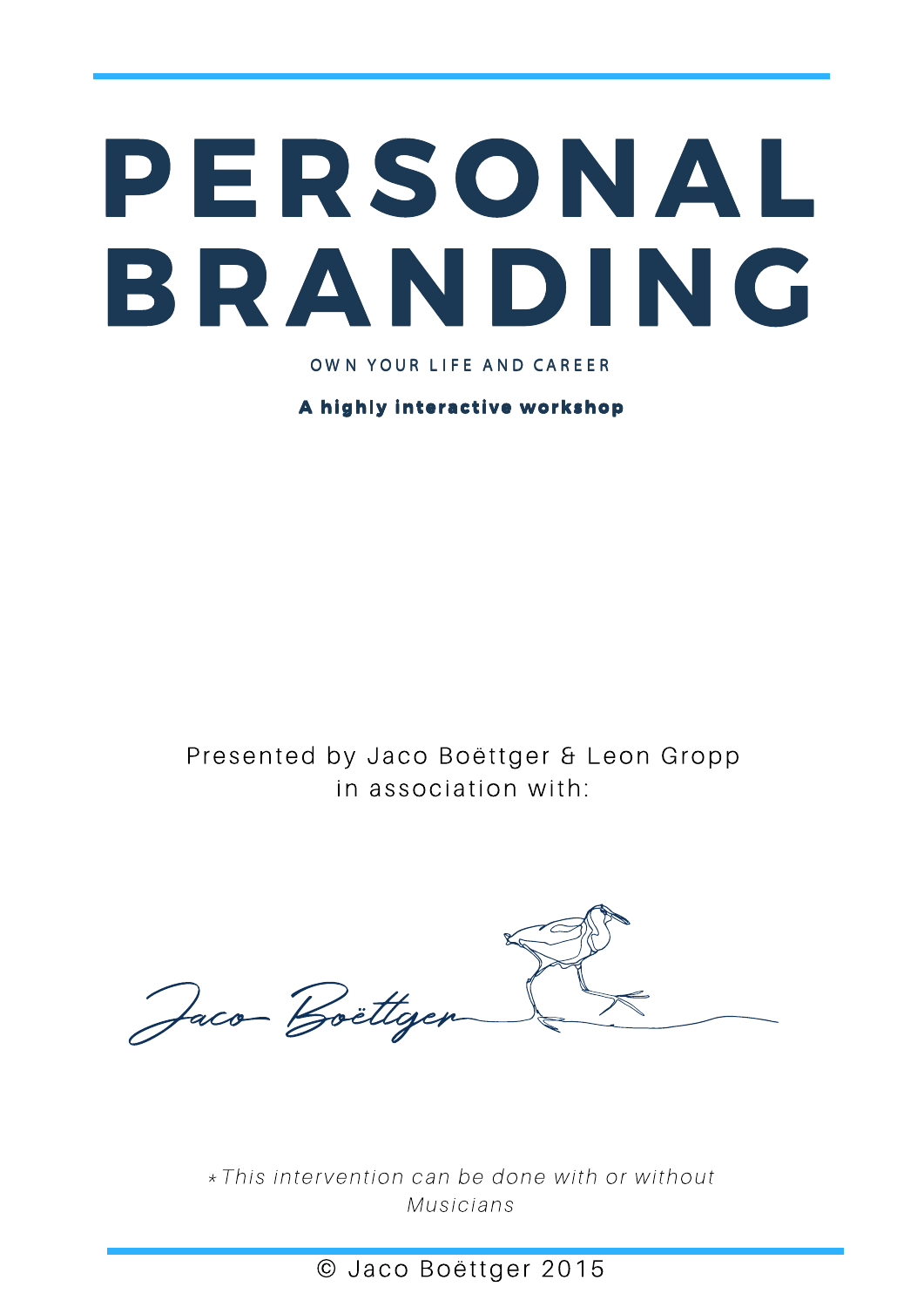# PERSONAL BRANDING

OWN YOUR LIFE AND CAREER

**A highly interactive workshop**

Presented by Jaco Boëttger & Leon Gropp
in association with:

Jaco Boëttger

*\* This intervention can be done with or without Musicians*

© Jaco Boëttger 2015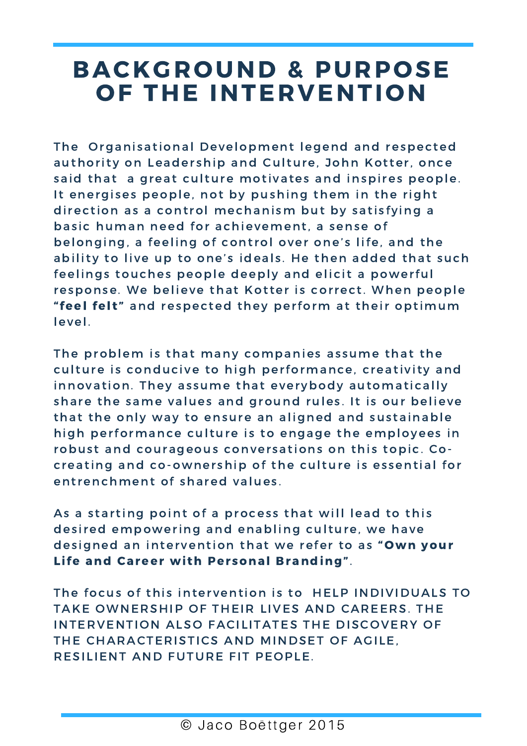# BACKGROUND & PURPOSE OF THE INTERVENTION

The Organisational Development legend and respected authority on Leadership and Culture, John Kotter, once said that a great culture motivates and inspires people. It energises people, not by pushing them in the right direction as a control mechanism but by satisfying a basic human need for achievement, a sense of belonging, a feeling of control over one's life, and the ability to live up to one's ideals. He then added that such feelings touches people deeply and elicit a powerful response. We believe that Kotter is correct. When people **"feel felt"** and respected they perform at their optimum level.

The problem is that many companies assume that the culture is conducive to high performance, creativity and innovation. They assume that everybody automatically share the same values and ground rules. It is our believe that the only way to ensure an aligned and sustainable high performance culture is to engage the employees in robust and courageous conversations on this topic. Co-creating and co-ownership of the culture is essential for entrenchment of shared values.

As a starting point of a process that will lead to this desired empowering and enabling culture, we have designed an intervention that we refer to as **"Own your Life and Career with Personal Branding"**.

The focus of this intervention is to HELP INDIVIDUALS TO TAKE OWNERSHIP OF THEIR LIVES AND CAREERS. THE INTERVENTION ALSO FACILITATES THE DISCOVERY OF THE CHARACTERISTICS AND MINDSET OF AGILE, RESILIENT AND FUTURE FIT PEOPLE.

© Jaco Boëttger 2015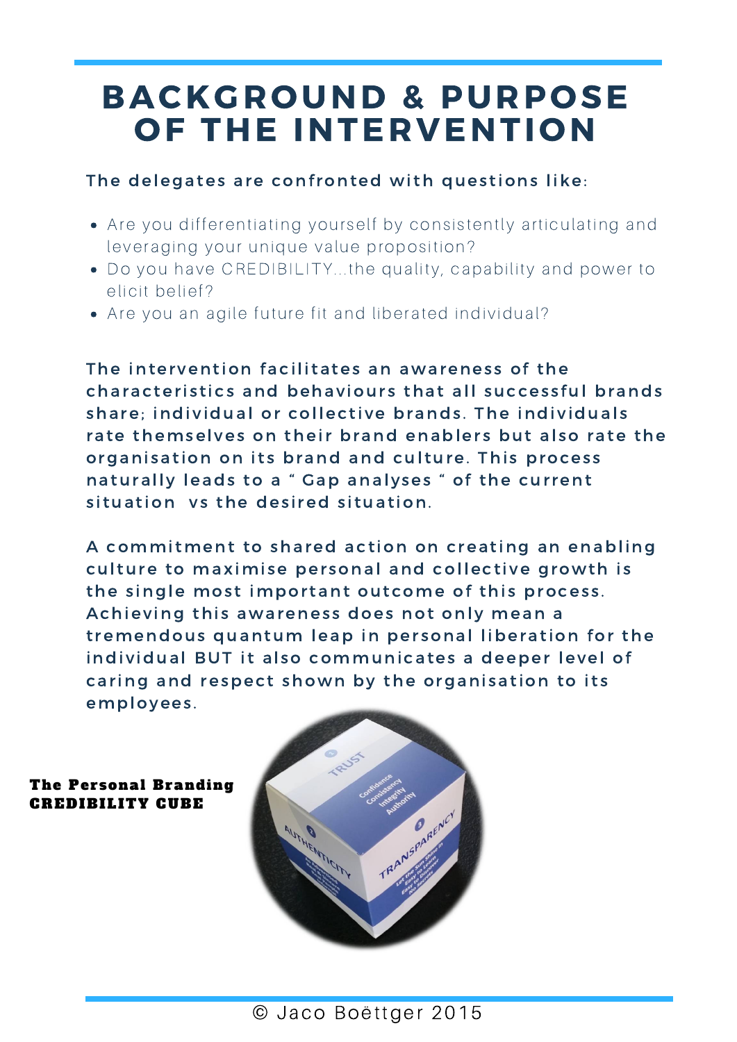# BACKGROUND & PURPOSE OF THE INTERVENTION

The delegates are confronted with questions like:

- Are you differentiating yourself by consistently articulating and leveraging your unique value proposition?
- Do you have CREDIBILITY...the quality, capability and power to elicit belief?
- Are you an agile future fit and liberated individual?

The intervention facilitates an awareness of the characteristics and behaviours that all successful brands share; individual or collective brands. The individuals rate themselves on their brand enablers but also rate the organisation on its brand and culture. This process naturally leads to a " Gap analyses " of the current situation vs the desired situation.

A commitment to shared action on creating an enabling culture to maximise personal and collective growth is the single most important outcome of this process. Achieving this awareness does not only mean a tremendous quantum leap in personal liberation for the individual BUT it also communicates a deeper level of caring and respect shown by the organisation to its employees.

**The Personal Branding CREDIBILITY CUBE**

© Jaco Boëttger 2015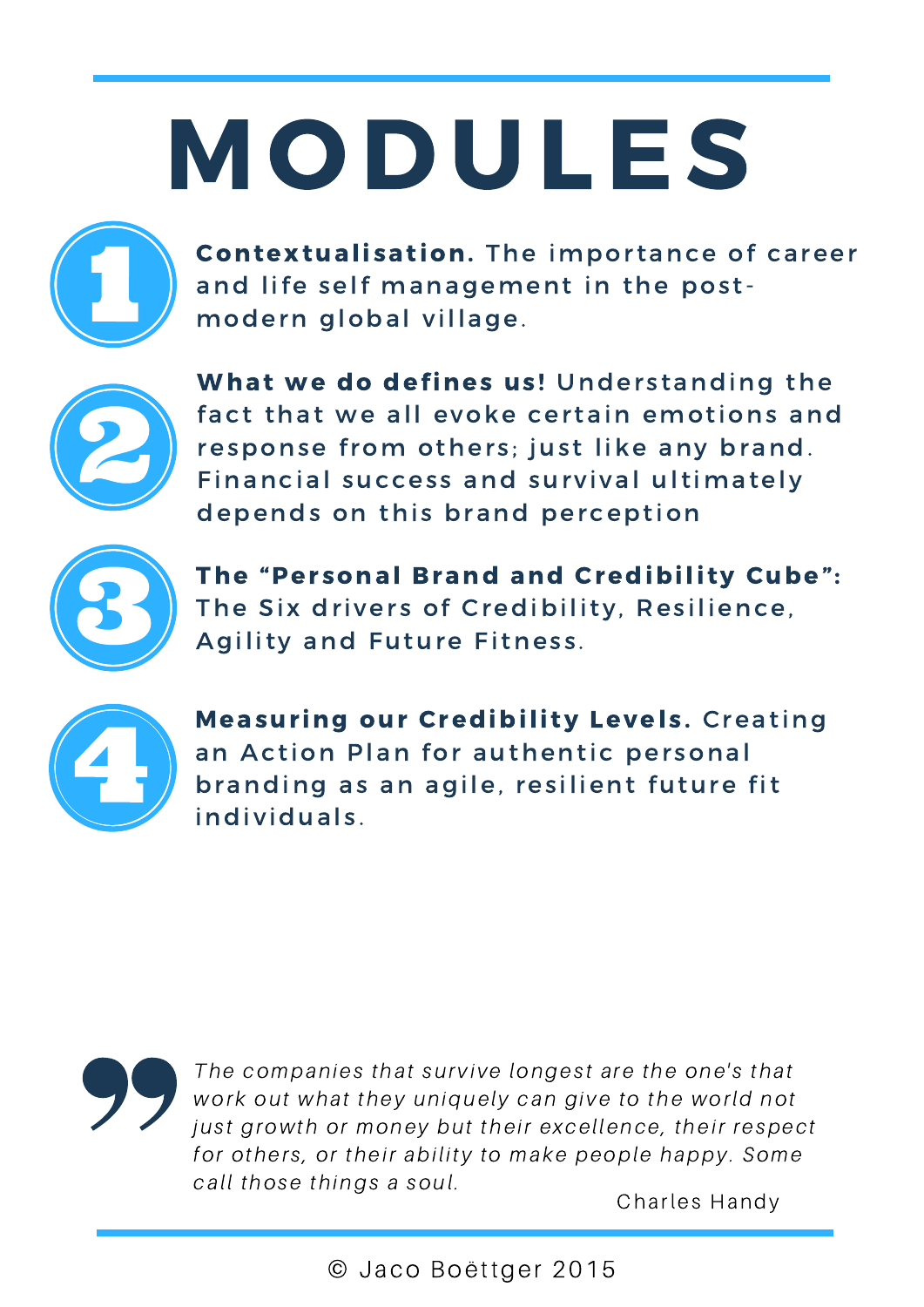# MODULES

1. **Contextualisation.** The importance of career and life self management in the post-modern global village.

2. **What we do defines us!** Understanding the fact that we all evoke certain emotions and response from others; just like any brand. Financial success and survival ultimately depends on this brand perception

3. **The "Personal Brand and Credibility Cube":** The Six drivers of Credibility, Resilience, Agility and Future Fitness.

4. **Measuring our Credibility Levels.** Creating an Action Plan for authentic personal branding as an agile, resilient future fit individuals.

> *The companies that survive longest are the one's that work out what they uniquely can give to the world not just growth or money but their excellence, their respect for others, or their ability to make people happy. Some call those things a soul.*
>
> Charles Handy

© Jaco Boëttger 2015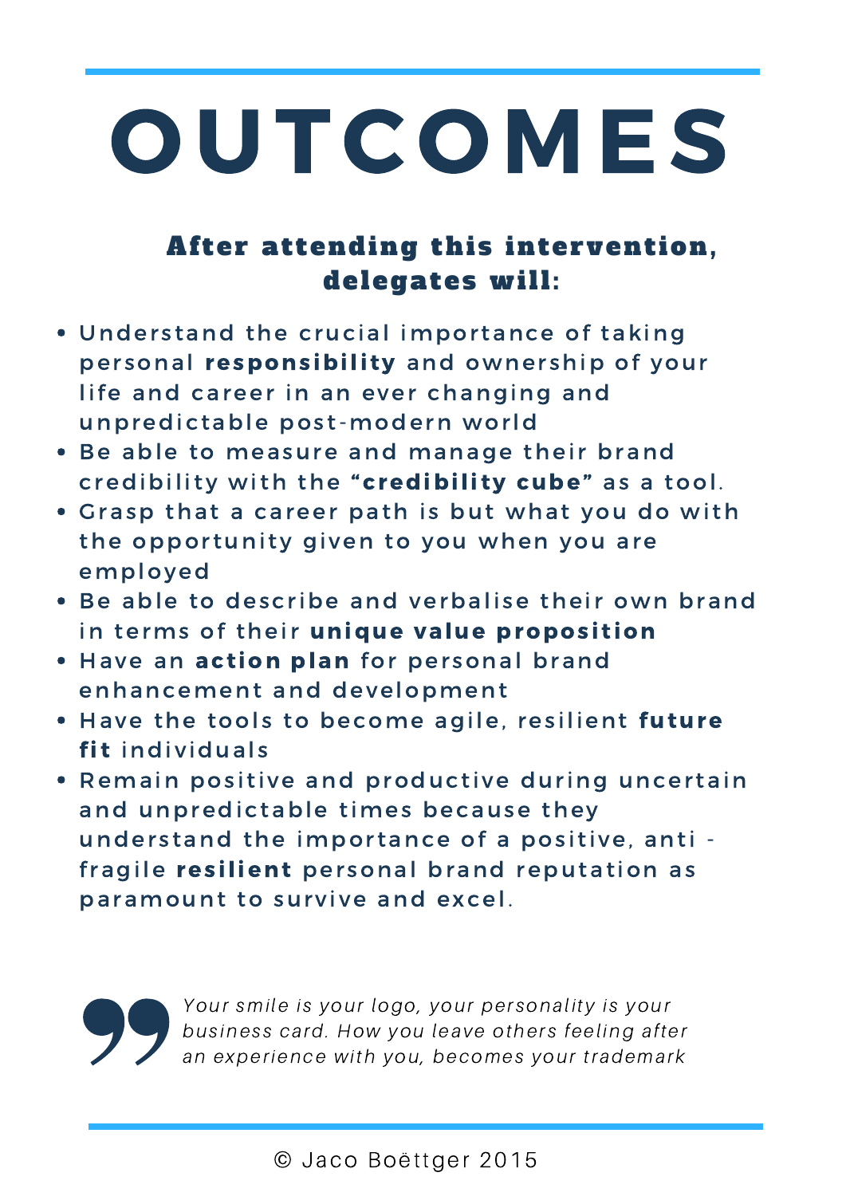# OUTCOMES

**After attending this intervention, delegates will:**

- Understand the crucial importance of taking personal **responsibility** and ownership of your life and career in an ever changing and unpredictable post-modern world
- Be able to measure and manage their brand credibility with the **"credibility cube"** as a tool.
- Grasp that a career path is but what you do with the opportunity given to you when you are employed
- Be able to describe and verbalise their own brand in terms of their **unique value proposition**
- Have an **action plan** for personal brand enhancement and development
- Have the tools to become agile, resilient **future fit** individuals
- Remain positive and productive during uncertain and unpredictable times because they understand the importance of a positive, anti - fragile **resilient** personal brand reputation as paramount to survive and excel.

> *Your smile is your logo, your personality is your business card. How you leave others feeling after an experience with you, becomes your trademark*

© Jaco Boëttger 2015